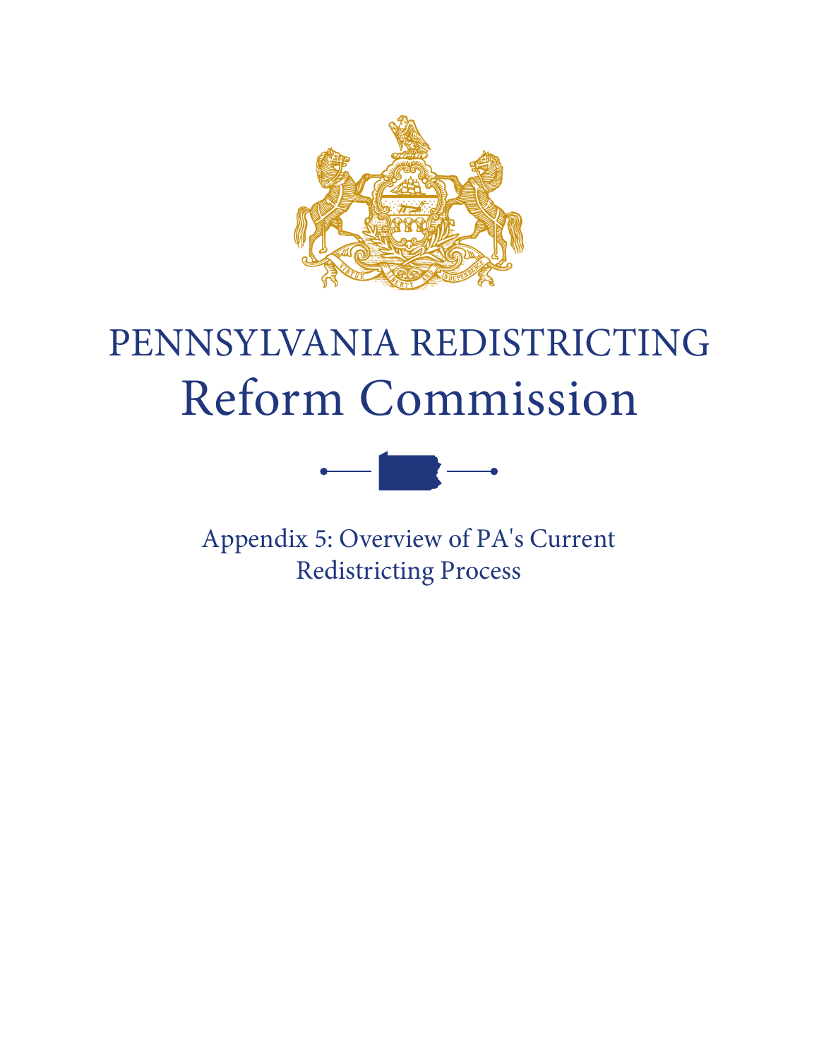# PENNSYLVANIA REDISTRICTING Reform Commission

Appendix 5: Overview of PA's Current Redistricting Process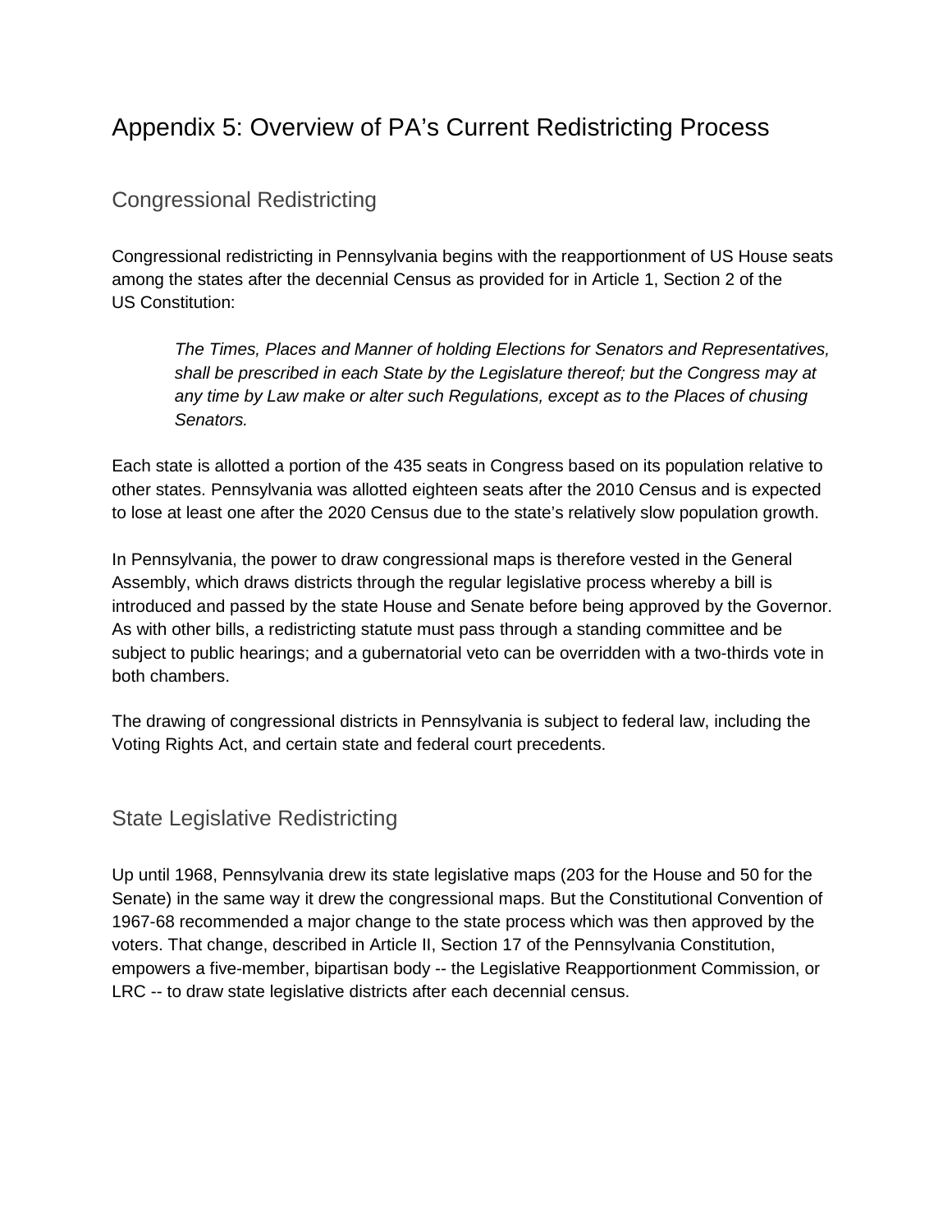# Appendix 5: Overview of PA's Current Redistricting Process

## Congressional Redistricting

Congressional redistricting in Pennsylvania begins with the reapportionment of US House seats among the states after the decennial Census as provided for in Article 1, Section 2 of the US Constitution:

> *The Times, Places and Manner of holding Elections for Senators and Representatives, shall be prescribed in each State by the Legislature thereof; but the Congress may at any time by Law make or alter such Regulations, except as to the Places of chusing Senators.*

Each state is allotted a portion of the 435 seats in Congress based on its population relative to other states. Pennsylvania was allotted eighteen seats after the 2010 Census and is expected to lose at least one after the 2020 Census due to the state's relatively slow population growth.

In Pennsylvania, the power to draw congressional maps is therefore vested in the General Assembly, which draws districts through the regular legislative process whereby a bill is introduced and passed by the state House and Senate before being approved by the Governor. As with other bills, a redistricting statute must pass through a standing committee and be subject to public hearings; and a gubernatorial veto can be overridden with a two-thirds vote in both chambers.

The drawing of congressional districts in Pennsylvania is subject to federal law, including the Voting Rights Act, and certain state and federal court precedents.

## State Legislative Redistricting

Up until 1968, Pennsylvania drew its state legislative maps (203 for the House and 50 for the Senate) in the same way it drew the congressional maps. But the Constitutional Convention of 1967-68 recommended a major change to the state process which was then approved by the voters. That change, described in Article II, Section 17 of the Pennsylvania Constitution, empowers a five-member, bipartisan body -- the Legislative Reapportionment Commission, or LRC -- to draw state legislative districts after each decennial census.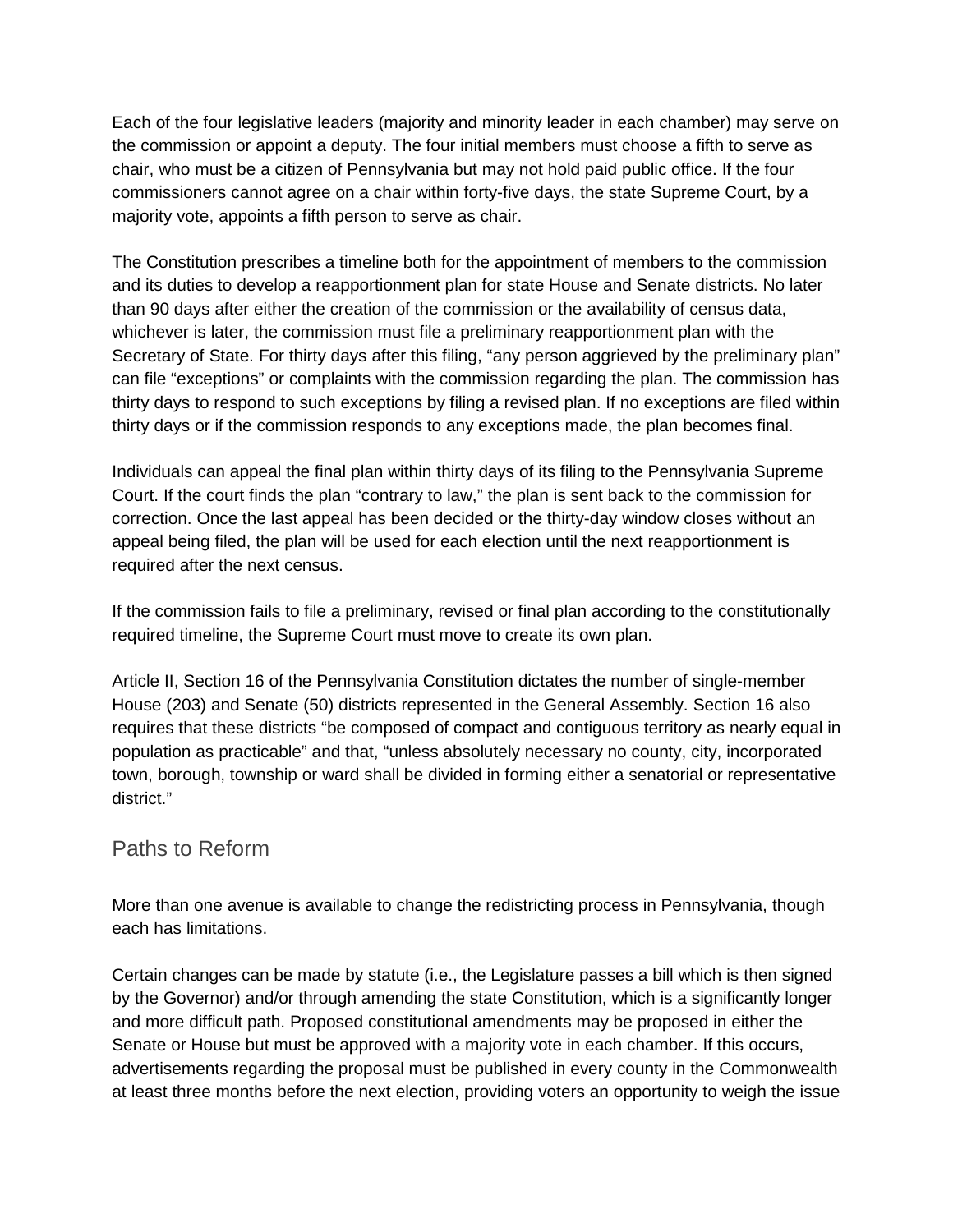Each of the four legislative leaders (majority and minority leader in each chamber) may serve on the commission or appoint a deputy. The four initial members must choose a fifth to serve as chair, who must be a citizen of Pennsylvania but may not hold paid public office. If the four commissioners cannot agree on a chair within forty-five days, the state Supreme Court, by a majority vote, appoints a fifth person to serve as chair.

The Constitution prescribes a timeline both for the appointment of members to the commission and its duties to develop a reapportionment plan for state House and Senate districts. No later than 90 days after either the creation of the commission or the availability of census data, whichever is later, the commission must file a preliminary reapportionment plan with the Secretary of State. For thirty days after this filing, "any person aggrieved by the preliminary plan" can file "exceptions" or complaints with the commission regarding the plan. The commission has thirty days to respond to such exceptions by filing a revised plan. If no exceptions are filed within thirty days or if the commission responds to any exceptions made, the plan becomes final.

Individuals can appeal the final plan within thirty days of its filing to the Pennsylvania Supreme Court. If the court finds the plan "contrary to law," the plan is sent back to the commission for correction. Once the last appeal has been decided or the thirty-day window closes without an appeal being filed, the plan will be used for each election until the next reapportionment is required after the next census.

If the commission fails to file a preliminary, revised or final plan according to the constitutionally required timeline, the Supreme Court must move to create its own plan.

Article II, Section 16 of the Pennsylvania Constitution dictates the number of single-member House (203) and Senate (50) districts represented in the General Assembly. Section 16 also requires that these districts "be composed of compact and contiguous territory as nearly equal in population as practicable" and that, "unless absolutely necessary no county, city, incorporated town, borough, township or ward shall be divided in forming either a senatorial or representative district."

## Paths to Reform

More than one avenue is available to change the redistricting process in Pennsylvania, though each has limitations.

Certain changes can be made by statute (i.e., the Legislature passes a bill which is then signed by the Governor) and/or through amending the state Constitution, which is a significantly longer and more difficult path. Proposed constitutional amendments may be proposed in either the Senate or House but must be approved with a majority vote in each chamber. If this occurs, advertisements regarding the proposal must be published in every county in the Commonwealth at least three months before the next election, providing voters an opportunity to weigh the issue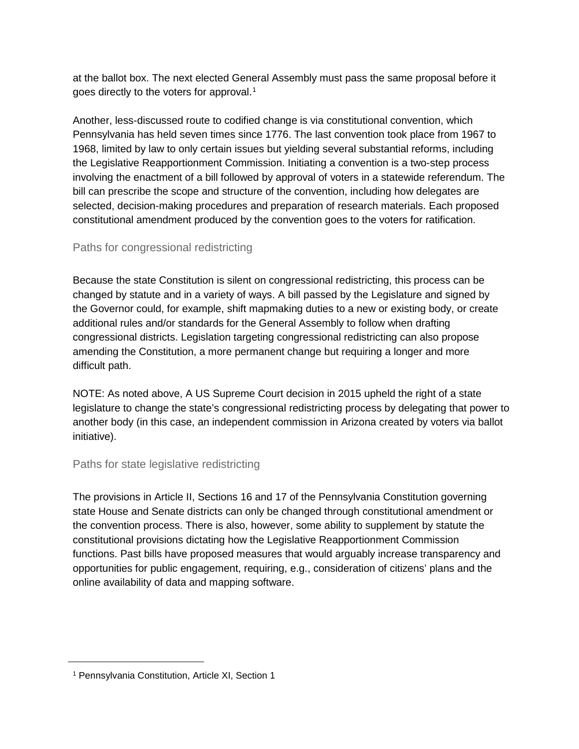at the ballot box. The next elected General Assembly must pass the same proposal before it goes directly to the voters for approval.[1]

Another, less-discussed route to codified change is via constitutional convention, which Pennsylvania has held seven times since 1776. The last convention took place from 1967 to 1968, limited by law to only certain issues but yielding several substantial reforms, including the Legislative Reapportionment Commission. Initiating a convention is a two-step process involving the enactment of a bill followed by approval of voters in a statewide referendum. The bill can prescribe the scope and structure of the convention, including how delegates are selected, decision-making procedures and preparation of research materials. Each proposed constitutional amendment produced by the convention goes to the voters for ratification.

### Paths for congressional redistricting

Because the state Constitution is silent on congressional redistricting, this process can be changed by statute and in a variety of ways. A bill passed by the Legislature and signed by the Governor could, for example, shift mapmaking duties to a new or existing body, or create additional rules and/or standards for the General Assembly to follow when drafting congressional districts. Legislation targeting congressional redistricting can also propose amending the Constitution, a more permanent change but requiring a longer and more difficult path.

NOTE: As noted above, A US Supreme Court decision in 2015 upheld the right of a state legislature to change the state's congressional redistricting process by delegating that power to another body (in this case, an independent commission in Arizona created by voters via ballot initiative).

### Paths for state legislative redistricting

The provisions in Article II, Sections 16 and 17 of the Pennsylvania Constitution governing state House and Senate districts can only be changed through constitutional amendment or the convention process. There is also, however, some ability to supplement by statute the constitutional provisions dictating how the Legislative Reapportionment Commission functions. Past bills have proposed measures that would arguably increase transparency and opportunities for public engagement, requiring, e.g., consideration of citizens' plans and the online availability of data and mapping software.

---

[1] Pennsylvania Constitution, Article XI, Section 1